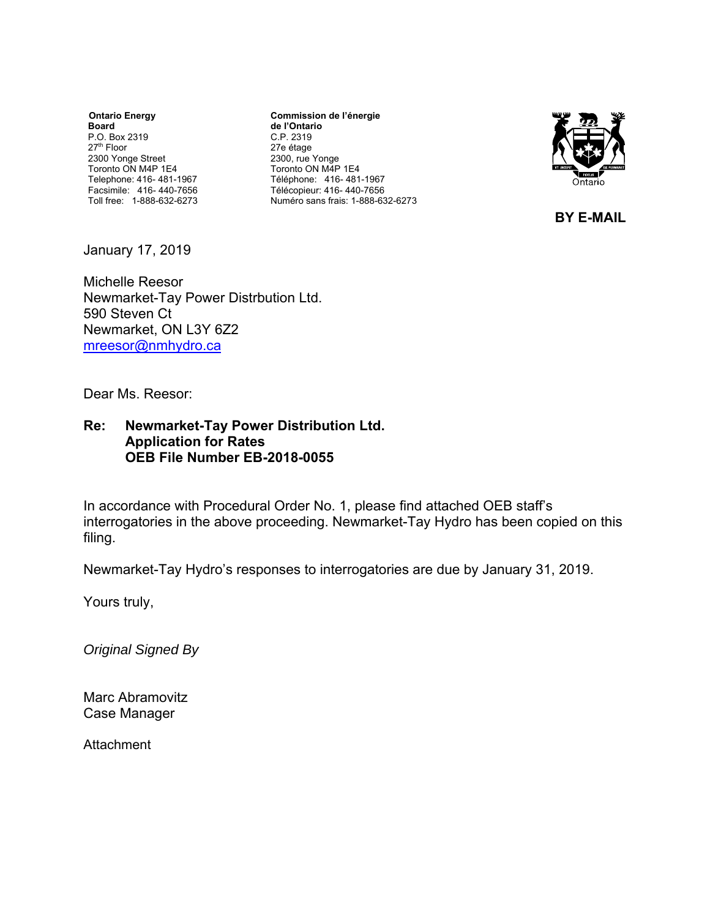**Ontario Energy Board**
P.O. Box 2319
27th Floor
2300 Yonge Street
Toronto ON M4P 1E4
Telephone: 416- 481-1967
Facsimile: 416- 440-7656
Toll free: 1-888-632-6273

**Commission de l'énergie de l'Ontario**
C.P. 2319
27e étage
2300, rue Yonge
Toronto ON M4P 1E4
Téléphone: 416- 481-1967
Télécopieur: 416- 440-7656
Numéro sans frais: 1-888-632-6273

**BY E-MAIL**

January 17, 2019

Michelle Reesor
Newmarket-Tay Power Distrbution Ltd.
590 Steven Ct
Newmarket, ON L3Y 6Z2
mreesor@nmhydro.ca

Dear Ms. Reesor:

**Re: Newmarket-Tay Power Distribution Ltd.
Application for Rates
OEB File Number EB-2018-0055**

In accordance with Procedural Order No. 1, please find attached OEB staff's interrogatories in the above proceeding. Newmarket-Tay Hydro has been copied on this filing.

Newmarket-Tay Hydro's responses to interrogatories are due by January 31, 2019.

Yours truly,

*Original Signed By*

Marc Abramovitz
Case Manager

Attachment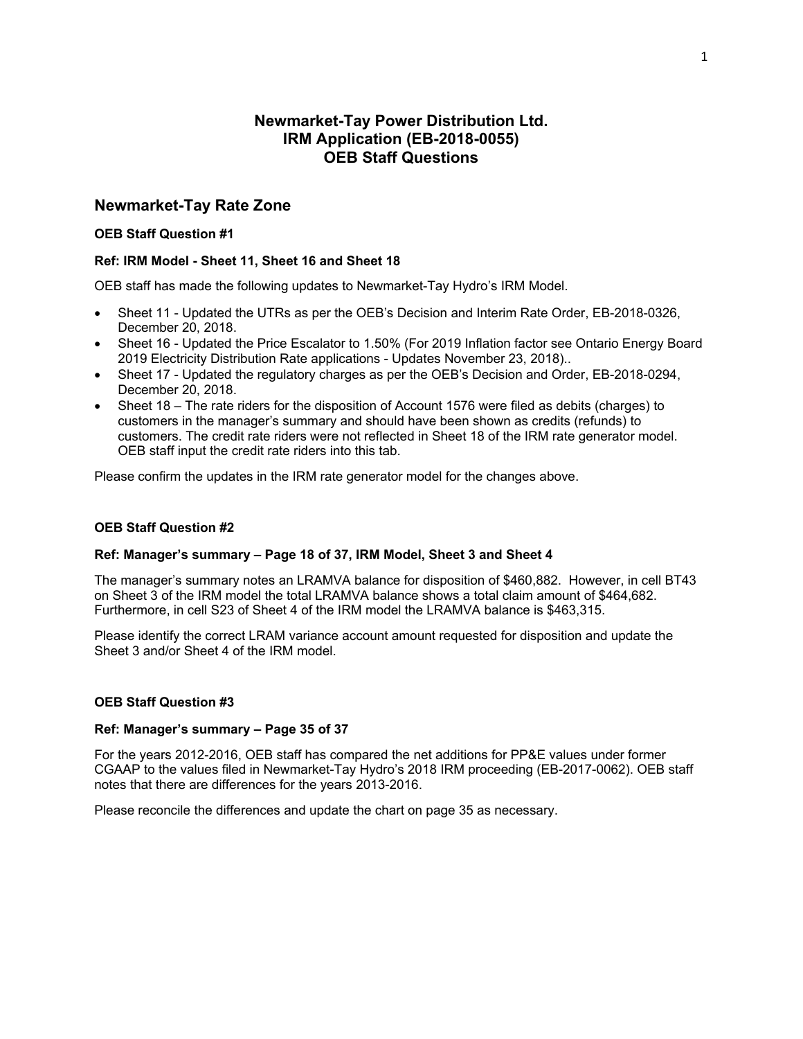# Newmarket-Tay Power Distribution Ltd.
# IRM Application (EB-2018-0055)
# OEB Staff Questions

## Newmarket-Tay Rate Zone

**OEB Staff Question #1**

**Ref: IRM Model - Sheet 11, Sheet 16 and Sheet 18**

OEB staff has made the following updates to Newmarket-Tay Hydro's IRM Model.

- Sheet 11 - Updated the UTRs as per the OEB's Decision and Interim Rate Order, EB-2018-0326, December 20, 2018.
- Sheet 16 - Updated the Price Escalator to 1.50% (For 2019 Inflation factor see Ontario Energy Board 2019 Electricity Distribution Rate applications - Updates November 23, 2018)..
- Sheet 17 - Updated the regulatory charges as per the OEB's Decision and Order, EB-2018-0294, December 20, 2018.
- Sheet 18 – The rate riders for the disposition of Account 1576 were filed as debits (charges) to customers in the manager's summary and should have been shown as credits (refunds) to customers. The credit rate riders were not reflected in Sheet 18 of the IRM rate generator model. OEB staff input the credit rate riders into this tab.

Please confirm the updates in the IRM rate generator model for the changes above.

**OEB Staff Question #2**

**Ref: Manager's summary – Page 18 of 37, IRM Model, Sheet 3 and Sheet 4**

The manager's summary notes an LRAMVA balance for disposition of $460,882. However, in cell BT43 on Sheet 3 of the IRM model the total LRAMVA balance shows a total claim amount of $464,682. Furthermore, in cell S23 of Sheet 4 of the IRM model the LRAMVA balance is $463,315.

Please identify the correct LRAM variance account amount requested for disposition and update the Sheet 3 and/or Sheet 4 of the IRM model.

**OEB Staff Question #3**

**Ref: Manager's summary – Page 35 of 37**

For the years 2012-2016, OEB staff has compared the net additions for PP&E values under former CGAAP to the values filed in Newmarket-Tay Hydro's 2018 IRM proceeding (EB-2017-0062). OEB staff notes that there are differences for the years 2013-2016.

Please reconcile the differences and update the chart on page 35 as necessary.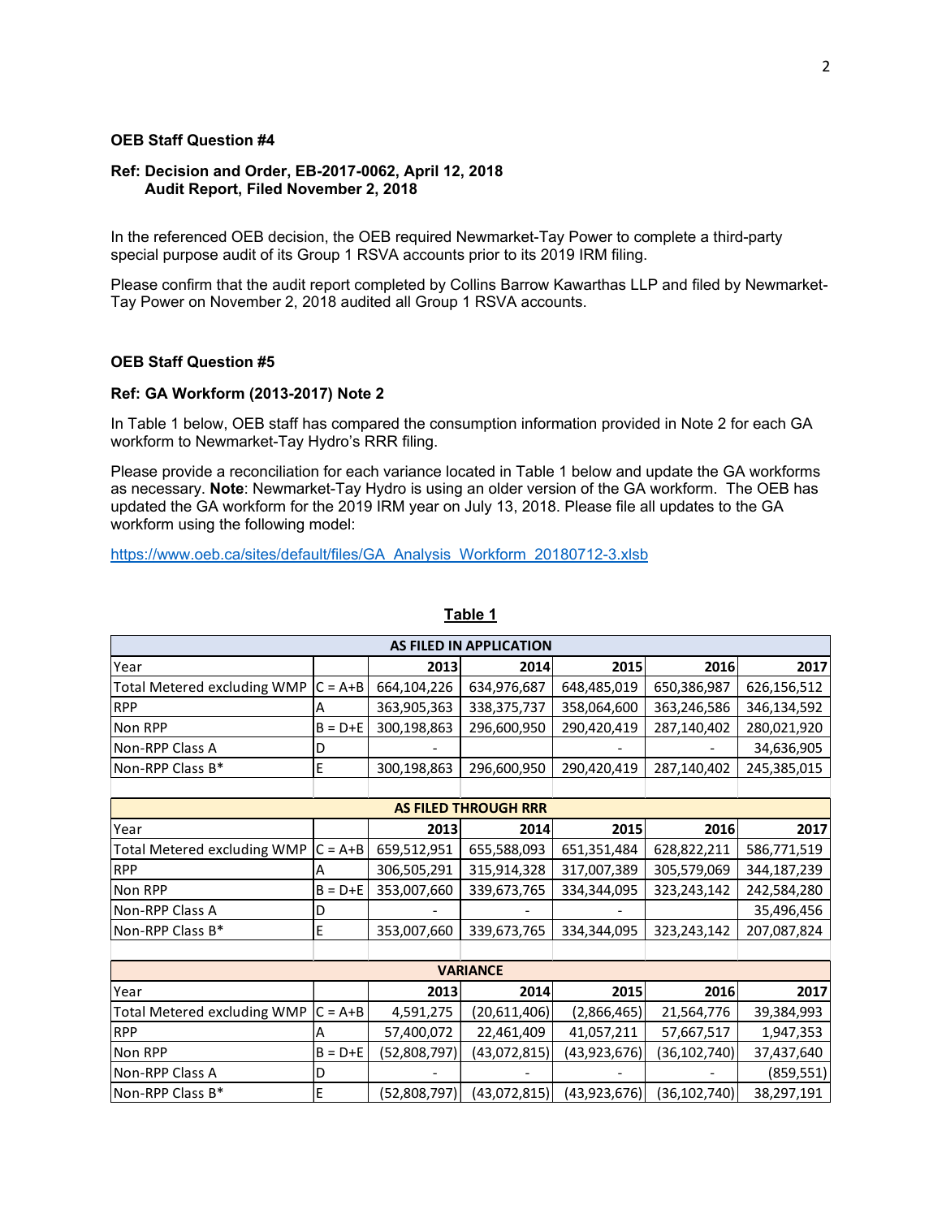**OEB Staff Question #4**

**Ref: Decision and Order, EB-2017-0062, April 12, 2018**
**Audit Report, Filed November 2, 2018**

In the referenced OEB decision, the OEB required Newmarket-Tay Power to complete a third-party special purpose audit of its Group 1 RSVA accounts prior to its 2019 IRM filing.

Please confirm that the audit report completed by Collins Barrow Kawarthas LLP and filed by Newmarket-Tay Power on November 2, 2018 audited all Group 1 RSVA accounts.

**OEB Staff Question #5**

**Ref: GA Workform (2013-2017) Note 2**

In Table 1 below, OEB staff has compared the consumption information provided in Note 2 for each GA workform to Newmarket-Tay Hydro's RRR filing.

Please provide a reconciliation for each variance located in Table 1 below and update the GA workforms as necessary. **Note**: Newmarket-Tay Hydro is using an older version of the GA workform. The OEB has updated the GA workform for the 2019 IRM year on July 13, 2018. Please file all updates to the GA workform using the following model:

https://www.oeb.ca/sites/default/files/GA_Analysis_Workform_20180712-3.xlsb

**Table 1**

| **AS FILED IN APPLICATION** | | | | | | |
|---|---|---|---|---|---|---|
| Year | | **2013** | **2014** | **2015** | **2016** | **2017** |
| Total Metered excluding WMP | C = A+B | 664,104,226 | 634,976,687 | 648,485,019 | 650,386,987 | 626,156,512 |
| RPP | A | 363,905,363 | 338,375,737 | 358,064,600 | 363,246,586 | 346,134,592 |
| Non RPP | B = D+E | 300,198,863 | 296,600,950 | 290,420,419 | 287,140,402 | 280,021,920 |
| Non-RPP Class A | D | - | | - | - | 34,636,905 |
| Non-RPP Class B* | E | 300,198,863 | 296,600,950 | 290,420,419 | 287,140,402 | 245,385,015 |
| | | | | | | |
| **AS FILED THROUGH RRR** | | | | | | |
| Year | | **2013** | **2014** | **2015** | **2016** | **2017** |
| Total Metered excluding WMP | C = A+B | 659,512,951 | 655,588,093 | 651,351,484 | 628,822,211 | 586,771,519 |
| RPP | A | 306,505,291 | 315,914,328 | 317,007,389 | 305,579,069 | 344,187,239 |
| Non RPP | B = D+E | 353,007,660 | 339,673,765 | 334,344,095 | 323,243,142 | 242,584,280 |
| Non-RPP Class A | D | - | - | - | | 35,496,456 |
| Non-RPP Class B* | E | 353,007,660 | 339,673,765 | 334,344,095 | 323,243,142 | 207,087,824 |
| | | | | | | |
| **VARIANCE** | | | | | | |
| Year | | **2013** | **2014** | **2015** | **2016** | **2017** |
| Total Metered excluding WMP | C = A+B | 4,591,275 | (20,611,406) | (2,866,465) | 21,564,776 | 39,384,993 |
| RPP | A | 57,400,072 | 22,461,409 | 41,057,211 | 57,667,517 | 1,947,353 |
| Non RPP | B = D+E | (52,808,797) | (43,072,815) | (43,923,676) | (36,102,740) | 37,437,640 |
| Non-RPP Class A | D | - | - | - | - | (859,551) |
| Non-RPP Class B* | E | (52,808,797) | (43,072,815) | (43,923,676) | (36,102,740) | 38,297,191 |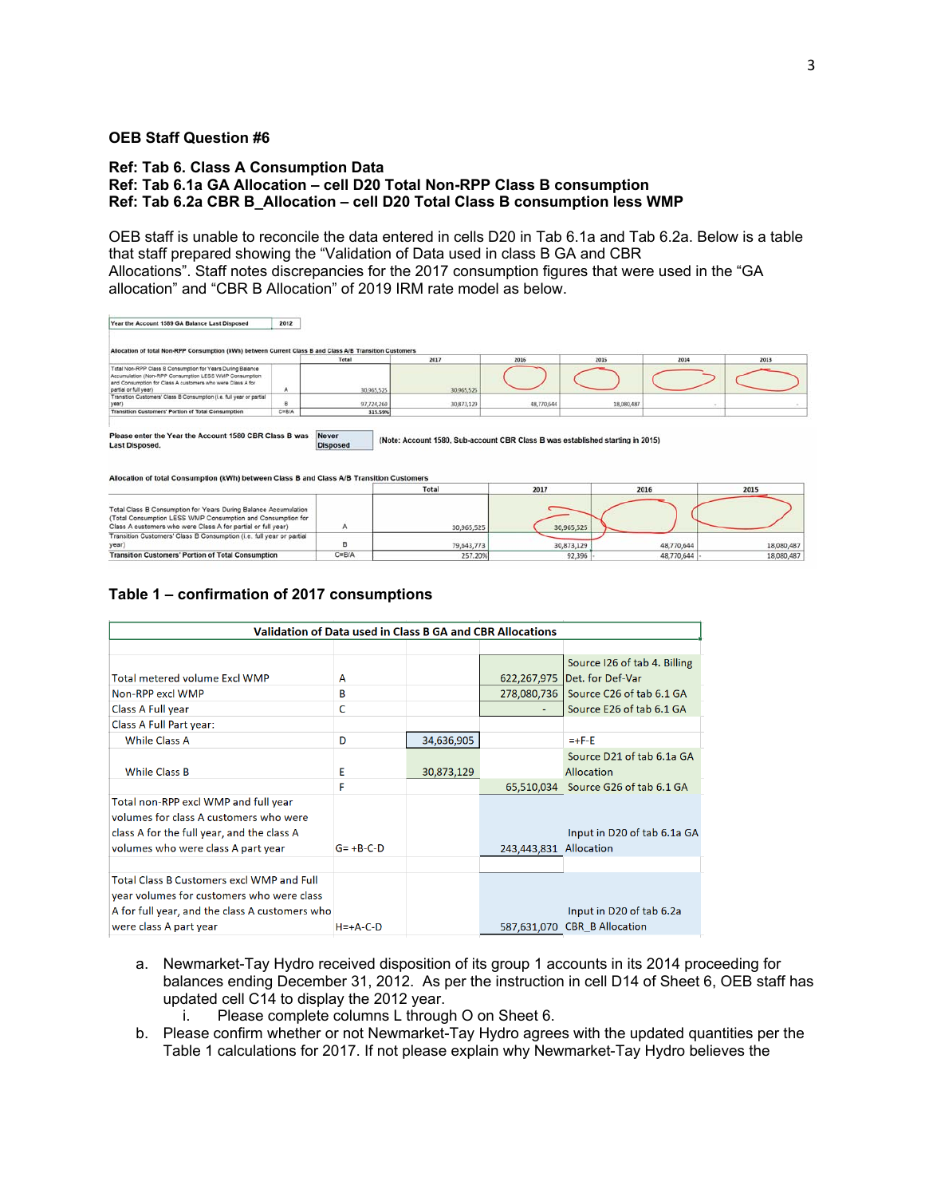### OEB Staff Question #6

**Ref: Tab 6. Class A Consumption Data**
**Ref: Tab 6.1a GA Allocation – cell D20 Total Non-RPP Class B consumption**
**Ref: Tab 6.2a CBR B_Allocation – cell D20 Total Class B consumption less WMP**

OEB staff is unable to reconcile the data entered in cells D20 in Tab 6.1a and Tab 6.2a. Below is a table that staff prepared showing the "Validation of Data used in class B GA and CBR Allocations". Staff notes discrepancies for the 2017 consumption figures that were used in the "GA allocation" and "CBR B Allocation" of 2019 IRM rate model as below.

| Year the Account 1589 GA Balance Last Disposed | 2012 |
|---|---|

Allocation of total Non-RPP Consumption (kWh) between Current Class B and Class A/B Transition Customers

| | | Total | 2017 | 2016 | 2015 | 2014 | 2013 |
|---|---|---|---|---|---|---|---|
| Total Non-RPP Class B Consumption for Years During Balance Accumulation (Non-RPP Consumption LESS WMP Consumption and Consumption for Class A customers who were Class A for partial or full year) | A | 30,965,525 | 30,965,525 | | | | |
| Transition Customers' Class B Consumption (i.e. full year or partial year) | B | 97,724,260 | 30,873,129 | 48,770,644 | 18,080,487 | - | - |
| Transition Customers' Portion of Total Consumption | C=B/A | 315.59% | | | | | |

| Please enter the Year the Account 1580 CBR Class B was Last Disposed. | Never Disposed | (Note: Account 1580, Sub-account CBR Class B was established starting in 2015) |
|---|---|---|

Allocation of total Consumption (kWh) between Class B and Class A/B Transition Customers

| | | Total | 2017 | 2016 | 2015 |
|---|---|---|---|---|---|
| Total Class B Consumption for Years During Balance Accumulation (Total Consumption LESS WMP Consumption and Consumption for Class A customers who were Class A for partial or full year) | A | 30,965,525 | 30,965,525 | | |
| Transition Customers' Class B Consumption (i.e. full year or partial year) | B | 79,643,773 | 30,873,129 | 48,770,644 | 18,080,487 |
| Transition Customers' Portion of Total Consumption | C=B/A | 257.20% | 92,396 | - 48,770,644 | - 18,080,487 |

### Table 1 – confirmation of 2017 consumptions

| Validation of Data used in Class B GA and CBR Allocations | | | | |
|---|---|---|---|---|
| Total metered volume Excl WMP | A | | 622,267,975 | Source I26 of tab 4. Billing Det. for Def-Var |
| Non-RPP excl WMP | B | | 278,080,736 | Source C26 of tab 6.1 GA |
| Class A Full year | C | | - | Source E26 of tab 6.1 GA |
| Class A Full Part year: | | | | |
| While Class A | D | 34,636,905 | | =+F-E |
| While Class B | E | 30,873,129 | | Source D21 of tab 6.1a GA Allocation |
| | F | | 65,510,034 | Source G26 of tab 6.1 GA |
| Total non-RPP excl WMP and full year volumes for class A customers who were class A for the full year, and the class A volumes who were class A part year | G= +B-C-D | | 243,443,831 | Input in D20 of tab 6.1a GA Allocation |
| Total Class B Customers excl WMP and Full year volumes for customers who were class A for full year, and the class A customers who were class A part year | H=+A-C-D | | 587,631,070 | Input in D20 of tab 6.2a CBR_B Allocation |

a. Newmarket-Tay Hydro received disposition of its group 1 accounts in its 2014 proceeding for balances ending December 31, 2012. As per the instruction in cell D14 of Sheet 6, OEB staff has updated cell C14 to display the 2012 year.
   i. Please complete columns L through O on Sheet 6.

b. Please confirm whether or not Newmarket-Tay Hydro agrees with the updated quantities per the Table 1 calculations for 2017. If not please explain why Newmarket-Tay Hydro believes the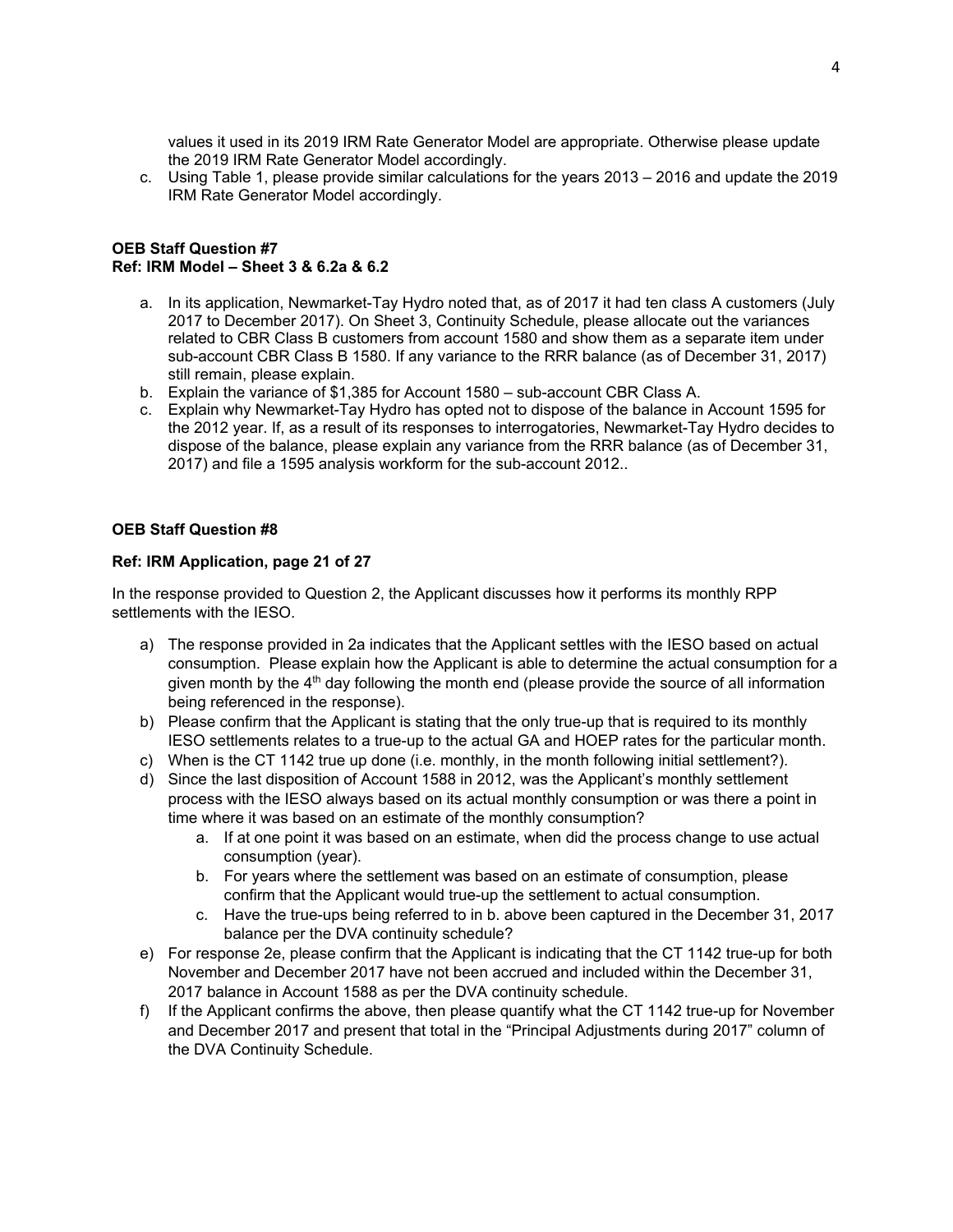values it used in its 2019 IRM Rate Generator Model are appropriate. Otherwise please update the 2019 IRM Rate Generator Model accordingly.

c. Using Table 1, please provide similar calculations for the years 2013 – 2016 and update the 2019 IRM Rate Generator Model accordingly.

**OEB Staff Question #7**
**Ref: IRM Model – Sheet 3 & 6.2a & 6.2**

a. In its application, Newmarket-Tay Hydro noted that, as of 2017 it had ten class A customers (July 2017 to December 2017). On Sheet 3, Continuity Schedule, please allocate out the variances related to CBR Class B customers from account 1580 and show them as a separate item under sub-account CBR Class B 1580. If any variance to the RRR balance (as of December 31, 2017) still remain, please explain.
b. Explain the variance of $1,385 for Account 1580 – sub-account CBR Class A.
c. Explain why Newmarket-Tay Hydro has opted not to dispose of the balance in Account 1595 for the 2012 year. If, as a result of its responses to interrogatories, Newmarket-Tay Hydro decides to dispose of the balance, please explain any variance from the RRR balance (as of December 31, 2017) and file a 1595 analysis workform for the sub-account 2012..

**OEB Staff Question #8**

**Ref: IRM Application, page 21 of 27**

In the response provided to Question 2, the Applicant discusses how it performs its monthly RPP settlements with the IESO.

a) The response provided in 2a indicates that the Applicant settles with the IESO based on actual consumption. Please explain how the Applicant is able to determine the actual consumption for a given month by the 4th day following the month end (please provide the source of all information being referenced in the response).
b) Please confirm that the Applicant is stating that the only true-up that is required to its monthly IESO settlements relates to a true-up to the actual GA and HOEP rates for the particular month.
c) When is the CT 1142 true up done (i.e. monthly, in the month following initial settlement?).
d) Since the last disposition of Account 1588 in 2012, was the Applicant's monthly settlement process with the IESO always based on its actual monthly consumption or was there a point in time where it was based on an estimate of the monthly consumption?
   a. If at one point it was based on an estimate, when did the process change to use actual consumption (year).
   b. For years where the settlement was based on an estimate of consumption, please confirm that the Applicant would true-up the settlement to actual consumption.
   c. Have the true-ups being referred to in b. above been captured in the December 31, 2017 balance per the DVA continuity schedule?
e) For response 2e, please confirm that the Applicant is indicating that the CT 1142 true-up for both November and December 2017 have not been accrued and included within the December 31, 2017 balance in Account 1588 as per the DVA continuity schedule.
f) If the Applicant confirms the above, then please quantify what the CT 1142 true-up for November and December 2017 and present that total in the "Principal Adjustments during 2017" column of the DVA Continuity Schedule.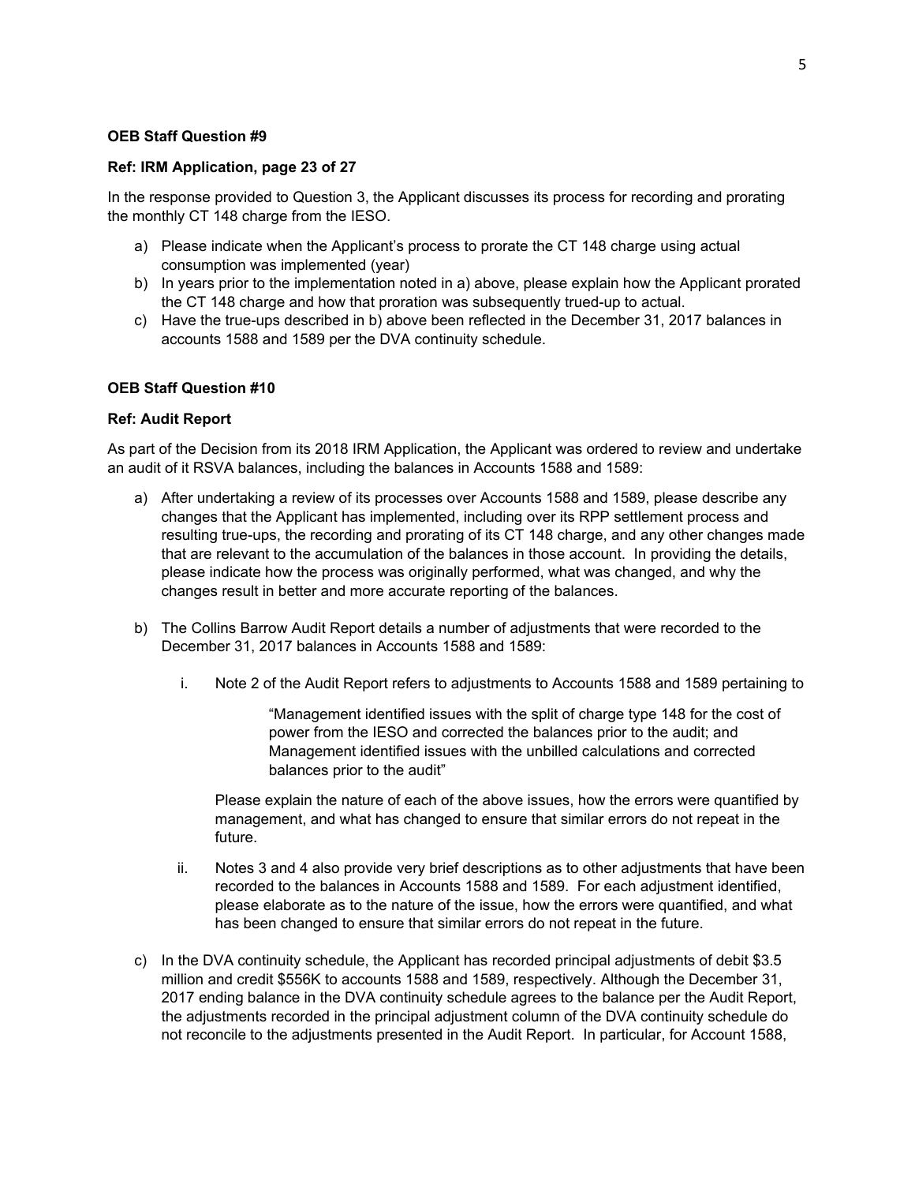**OEB Staff Question #9**

**Ref: IRM Application, page 23 of 27**

In the response provided to Question 3, the Applicant discusses its process for recording and prorating the monthly CT 148 charge from the IESO.

a) Please indicate when the Applicant's process to prorate the CT 148 charge using actual consumption was implemented (year)
b) In years prior to the implementation noted in a) above, please explain how the Applicant prorated the CT 148 charge and how that proration was subsequently trued-up to actual.
c) Have the true-ups described in b) above been reflected in the December 31, 2017 balances in accounts 1588 and 1589 per the DVA continuity schedule.

**OEB Staff Question #10**

**Ref: Audit Report**

As part of the Decision from its 2018 IRM Application, the Applicant was ordered to review and undertake an audit of it RSVA balances, including the balances in Accounts 1588 and 1589:

a) After undertaking a review of its processes over Accounts 1588 and 1589, please describe any changes that the Applicant has implemented, including over its RPP settlement process and resulting true-ups, the recording and prorating of its CT 148 charge, and any other changes made that are relevant to the accumulation of the balances in those account. In providing the details, please indicate how the process was originally performed, what was changed, and why the changes result in better and more accurate reporting of the balances.

b) The Collins Barrow Audit Report details a number of adjustments that were recorded to the December 31, 2017 balances in Accounts 1588 and 1589:

   i. Note 2 of the Audit Report refers to adjustments to Accounts 1588 and 1589 pertaining to

      > "Management identified issues with the split of charge type 148 for the cost of power from the IESO and corrected the balances prior to the audit; and Management identified issues with the unbilled calculations and corrected balances prior to the audit"

      Please explain the nature of each of the above issues, how the errors were quantified by management, and what has changed to ensure that similar errors do not repeat in the future.

   ii. Notes 3 and 4 also provide very brief descriptions as to other adjustments that have been recorded to the balances in Accounts 1588 and 1589. For each adjustment identified, please elaborate as to the nature of the issue, how the errors were quantified, and what has been changed to ensure that similar errors do not repeat in the future.

c) In the DVA continuity schedule, the Applicant has recorded principal adjustments of debit $3.5 million and credit $556K to accounts 1588 and 1589, respectively. Although the December 31, 2017 ending balance in the DVA continuity schedule agrees to the balance per the Audit Report, the adjustments recorded in the principal adjustment column of the DVA continuity schedule do not reconcile to the adjustments presented in the Audit Report. In particular, for Account 1588,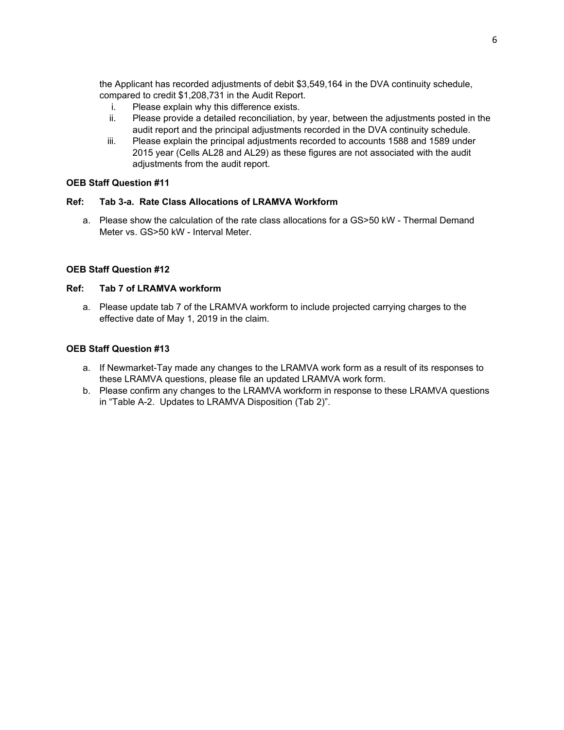the Applicant has recorded adjustments of debit $3,549,164 in the DVA continuity schedule, compared to credit $1,208,731 in the Audit Report.

i. Please explain why this difference exists.
ii. Please provide a detailed reconciliation, by year, between the adjustments posted in the audit report and the principal adjustments recorded in the DVA continuity schedule.
iii. Please explain the principal adjustments recorded to accounts 1588 and 1589 under 2015 year (Cells AL28 and AL29) as these figures are not associated with the audit adjustments from the audit report.

**OEB Staff Question #11**

**Ref: Tab 3-a. Rate Class Allocations of LRAMVA Workform**

a. Please show the calculation of the rate class allocations for a GS>50 kW - Thermal Demand Meter vs. GS>50 kW - Interval Meter.

**OEB Staff Question #12**

**Ref: Tab 7 of LRAMVA workform**

a. Please update tab 7 of the LRAMVA workform to include projected carrying charges to the effective date of May 1, 2019 in the claim.

**OEB Staff Question #13**

a. If Newmarket-Tay made any changes to the LRAMVA work form as a result of its responses to these LRAMVA questions, please file an updated LRAMVA work form.
b. Please confirm any changes to the LRAMVA workform in response to these LRAMVA questions in "Table A-2. Updates to LRAMVA Disposition (Tab 2)".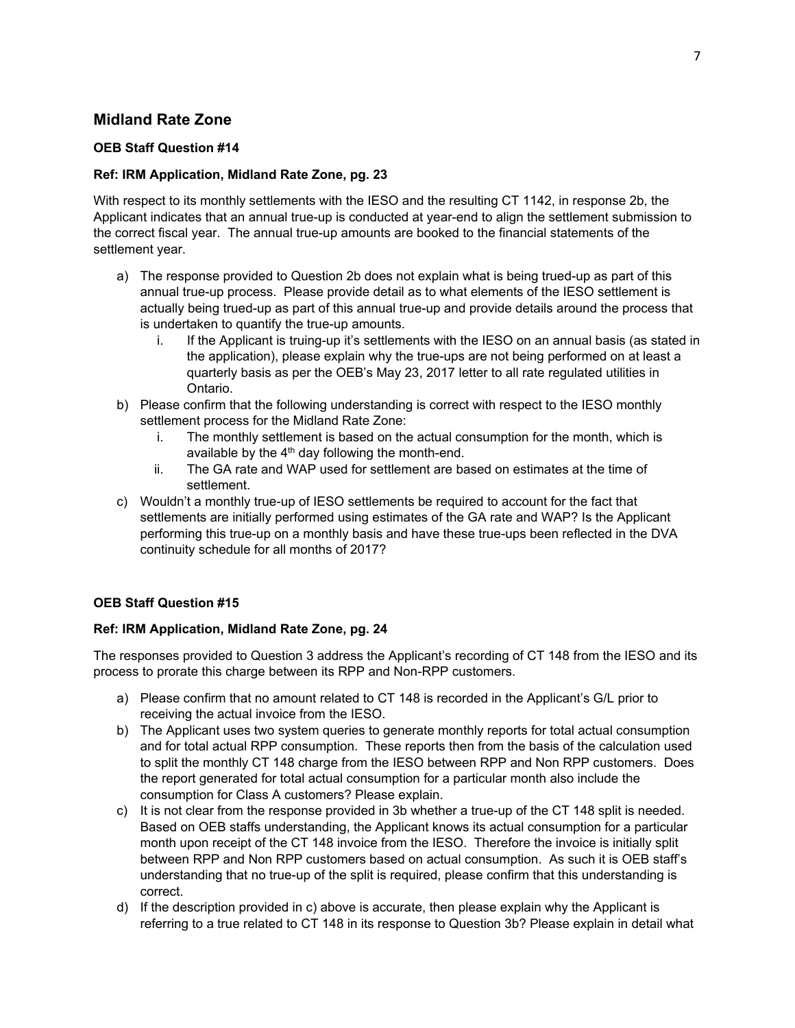## Midland Rate Zone

**OEB Staff Question #14**

**Ref: IRM Application, Midland Rate Zone, pg. 23**

With respect to its monthly settlements with the IESO and the resulting CT 1142, in response 2b, the Applicant indicates that an annual true-up is conducted at year-end to align the settlement submission to the correct fiscal year. The annual true-up amounts are booked to the financial statements of the settlement year.

a) The response provided to Question 2b does not explain what is being trued-up as part of this annual true-up process. Please provide detail as to what elements of the IESO settlement is actually being trued-up as part of this annual true-up and provide details around the process that is undertaken to quantify the true-up amounts.
   i. If the Applicant is truing-up it's settlements with the IESO on an annual basis (as stated in the application), please explain why the true-ups are not being performed on at least a quarterly basis as per the OEB's May 23, 2017 letter to all rate regulated utilities in Ontario.
b) Please confirm that the following understanding is correct with respect to the IESO monthly settlement process for the Midland Rate Zone:
   i. The monthly settlement is based on the actual consumption for the month, which is available by the 4th day following the month-end.
   ii. The GA rate and WAP used for settlement are based on estimates at the time of settlement.
c) Wouldn't a monthly true-up of IESO settlements be required to account for the fact that settlements are initially performed using estimates of the GA rate and WAP? Is the Applicant performing this true-up on a monthly basis and have these true-ups been reflected in the DVA continuity schedule for all months of 2017?

**OEB Staff Question #15**

**Ref: IRM Application, Midland Rate Zone, pg. 24**

The responses provided to Question 3 address the Applicant's recording of CT 148 from the IESO and its process to prorate this charge between its RPP and Non-RPP customers.

a) Please confirm that no amount related to CT 148 is recorded in the Applicant's G/L prior to receiving the actual invoice from the IESO.
b) The Applicant uses two system queries to generate monthly reports for total actual consumption and for total actual RPP consumption. These reports then from the basis of the calculation used to split the monthly CT 148 charge from the IESO between RPP and Non RPP customers. Does the report generated for total actual consumption for a particular month also include the consumption for Class A customers? Please explain.
c) It is not clear from the response provided in 3b whether a true-up of the CT 148 split is needed. Based on OEB staffs understanding, the Applicant knows its actual consumption for a particular month upon receipt of the CT 148 invoice from the IESO. Therefore the invoice is initially split between RPP and Non RPP customers based on actual consumption. As such it is OEB staff's understanding that no true-up of the split is required, please confirm that this understanding is correct.
d) If the description provided in c) above is accurate, then please explain why the Applicant is referring to a true related to CT 148 in its response to Question 3b? Please explain in detail what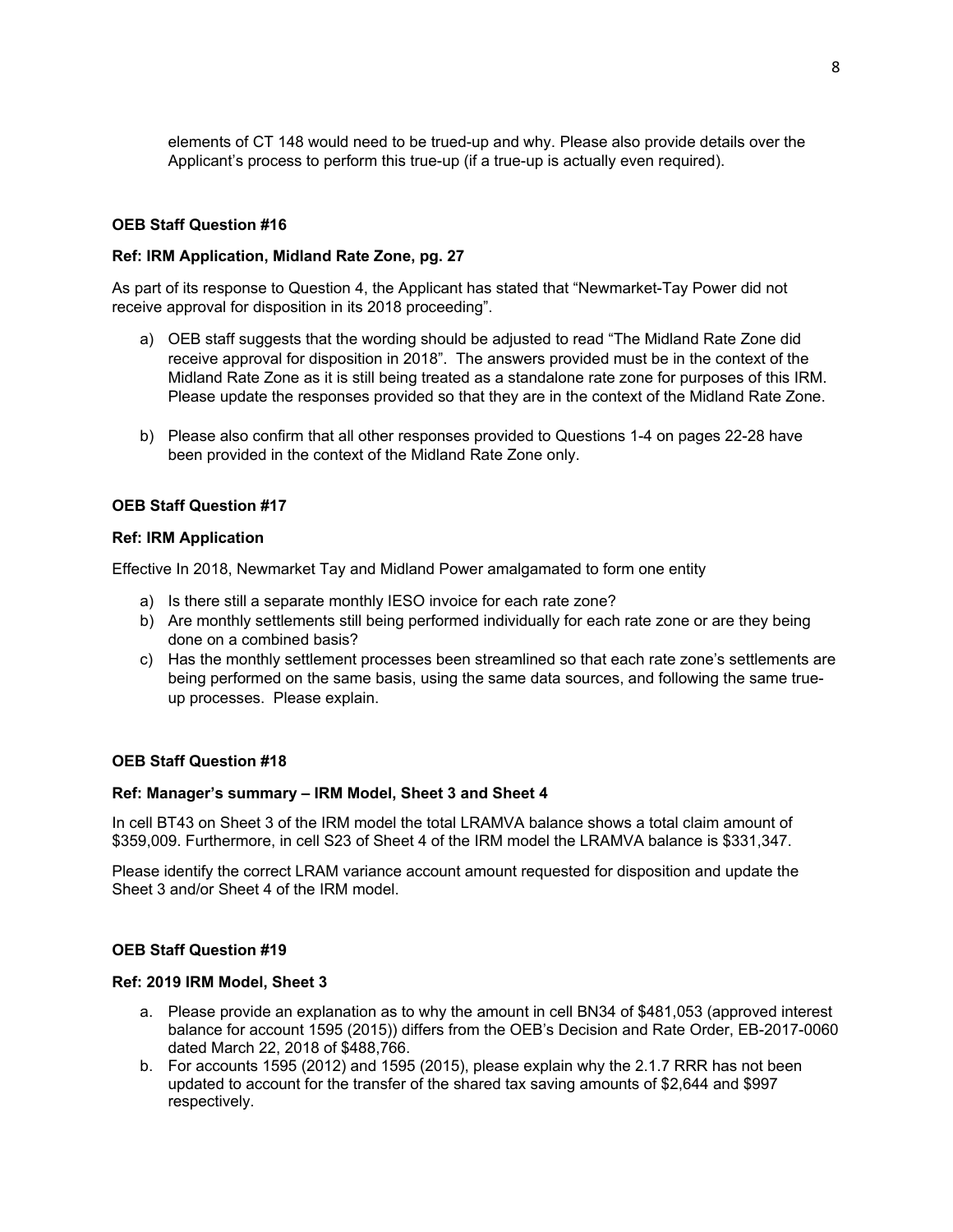elements of CT 148 would need to be trued-up and why. Please also provide details over the Applicant's process to perform this true-up (if a true-up is actually even required).

**OEB Staff Question #16**

**Ref: IRM Application, Midland Rate Zone, pg. 27**

As part of its response to Question 4, the Applicant has stated that "Newmarket-Tay Power did not receive approval for disposition in its 2018 proceeding".

a) OEB staff suggests that the wording should be adjusted to read "The Midland Rate Zone did receive approval for disposition in 2018". The answers provided must be in the context of the Midland Rate Zone as it is still being treated as a standalone rate zone for purposes of this IRM. Please update the responses provided so that they are in the context of the Midland Rate Zone.

b) Please also confirm that all other responses provided to Questions 1-4 on pages 22-28 have been provided in the context of the Midland Rate Zone only.

**OEB Staff Question #17**

**Ref: IRM Application**

Effective In 2018, Newmarket Tay and Midland Power amalgamated to form one entity

a) Is there still a separate monthly IESO invoice for each rate zone?
b) Are monthly settlements still being performed individually for each rate zone or are they being done on a combined basis?
c) Has the monthly settlement processes been streamlined so that each rate zone's settlements are being performed on the same basis, using the same data sources, and following the same true-up processes. Please explain.

**OEB Staff Question #18**

**Ref: Manager's summary – IRM Model, Sheet 3 and Sheet 4**

In cell BT43 on Sheet 3 of the IRM model the total LRAMVA balance shows a total claim amount of $359,009. Furthermore, in cell S23 of Sheet 4 of the IRM model the LRAMVA balance is $331,347.

Please identify the correct LRAM variance account amount requested for disposition and update the Sheet 3 and/or Sheet 4 of the IRM model.

**OEB Staff Question #19**

**Ref: 2019 IRM Model, Sheet 3**

a. Please provide an explanation as to why the amount in cell BN34 of $481,053 (approved interest balance for account 1595 (2015)) differs from the OEB's Decision and Rate Order, EB-2017-0060 dated March 22, 2018 of $488,766.
b. For accounts 1595 (2012) and 1595 (2015), please explain why the 2.1.7 RRR has not been updated to account for the transfer of the shared tax saving amounts of $2,644 and $997 respectively.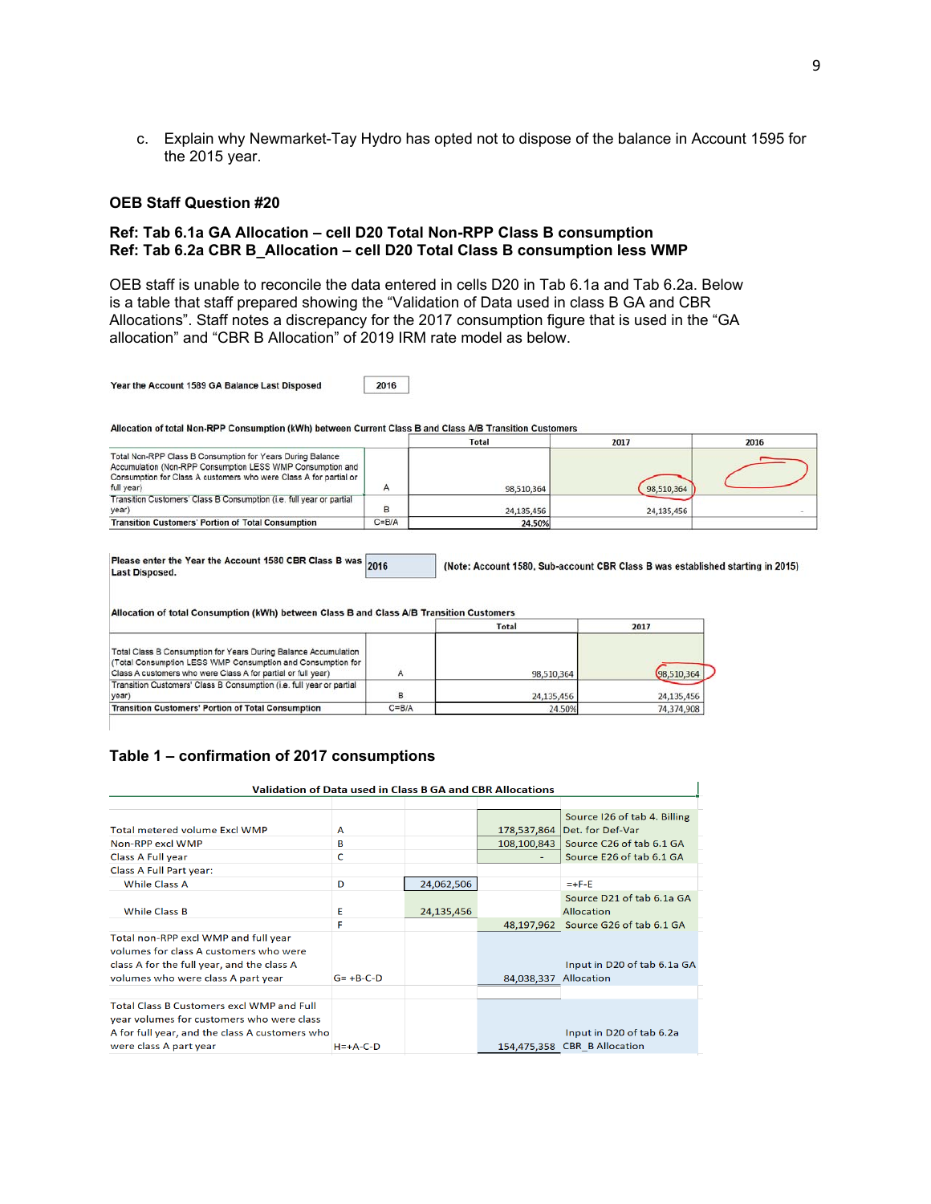c. Explain why Newmarket-Tay Hydro has opted not to dispose of the balance in Account 1595 for the 2015 year.

**OEB Staff Question #20**

**Ref: Tab 6.1a GA Allocation – cell D20 Total Non-RPP Class B consumption**
**Ref: Tab 6.2a CBR B_Allocation – cell D20 Total Class B consumption less WMP**

OEB staff is unable to reconcile the data entered in cells D20 in Tab 6.1a and Tab 6.2a. Below is a table that staff prepared showing the "Validation of Data used in class B GA and CBR Allocations". Staff notes a discrepancy for the 2017 consumption figure that is used in the "GA allocation" and "CBR B Allocation" of 2019 IRM rate model as below.

Year the Account 1589 GA Balance Last Disposed: 2016

Allocation of total Non-RPP Consumption (kWh) between Current Class B and Class A/B Transition Customers

| | | Total | 2017 | 2016 |
|---|---|---|---|---|
| Total Non-RPP Class B Consumption for Years During Balance Accumulation (Non-RPP Consumption LESS WMP Consumption and Consumption for Class A customers who were Class A for partial or full year) | A | 98,510,364 | 98,510,364 | |
| Transition Customers' Class B Consumption (i.e. full year or partial year) | B | 24,135,456 | 24,135,456 | - |
| Transition Customers' Portion of Total Consumption | C=B/A | 24.50% | | |

Please enter the Year the Account 1580 CBR Class B was Last Disposed: 2016 (Note: Account 1580, Sub-account CBR Class B was established starting in 2015)

Allocation of total Consumption (kWh) between Class B and Class A/B Transition Customers

| | | Total | 2017 |
|---|---|---|---|
| Total Class B Consumption for Years During Balance Accumulation (Total Consumption LESS WMP Consumption and Consumption for Class A customers who were Class A for partial or full year) | A | 98,510,364 | 98,510,364 |
| Transition Customers' Class B Consumption (i.e. full year or partial year) | B | 24,135,456 | 24,135,456 |
| Transition Customers' Portion of Total Consumption | C=B/A | 24.50% | 74,374,908 |

**Table 1 – confirmation of 2017 consumptions**

Validation of Data used in Class B GA and CBR Allocations

| | | | | |
|---|---|---|---|---|
| Total metered volume Excl WMP | A | | 178,537,864 | Source I26 of tab 4. Billing Det. for Def-Var |
| Non-RPP excl WMP | B | | 108,100,843 | Source C26 of tab 6.1 GA |
| Class A Full year | C | | - | Source E26 of tab 6.1 GA |
| Class A Full Part year: | | | | |
| While Class A | D | 24,062,506 | | =+F-E |
| While Class B | E | 24,135,456 | | Source D21 of tab 6.1a GA Allocation |
| | F | | 48,197,962 | Source G26 of tab 6.1 GA |
| Total non-RPP excl WMP and full year volumes for class A customers who were class A for the full year, and the class A volumes who were class A part year | G= +B-C-D | | 84,038,337 | Input in D20 of tab 6.1a GA Allocation |
| Total Class B Customers excl WMP and Full year volumes for customers who were class A for full year, and the class A customers who were class A part year | H=+A-C-D | | 154,475,358 | Input in D20 of tab 6.2a CBR_B Allocation |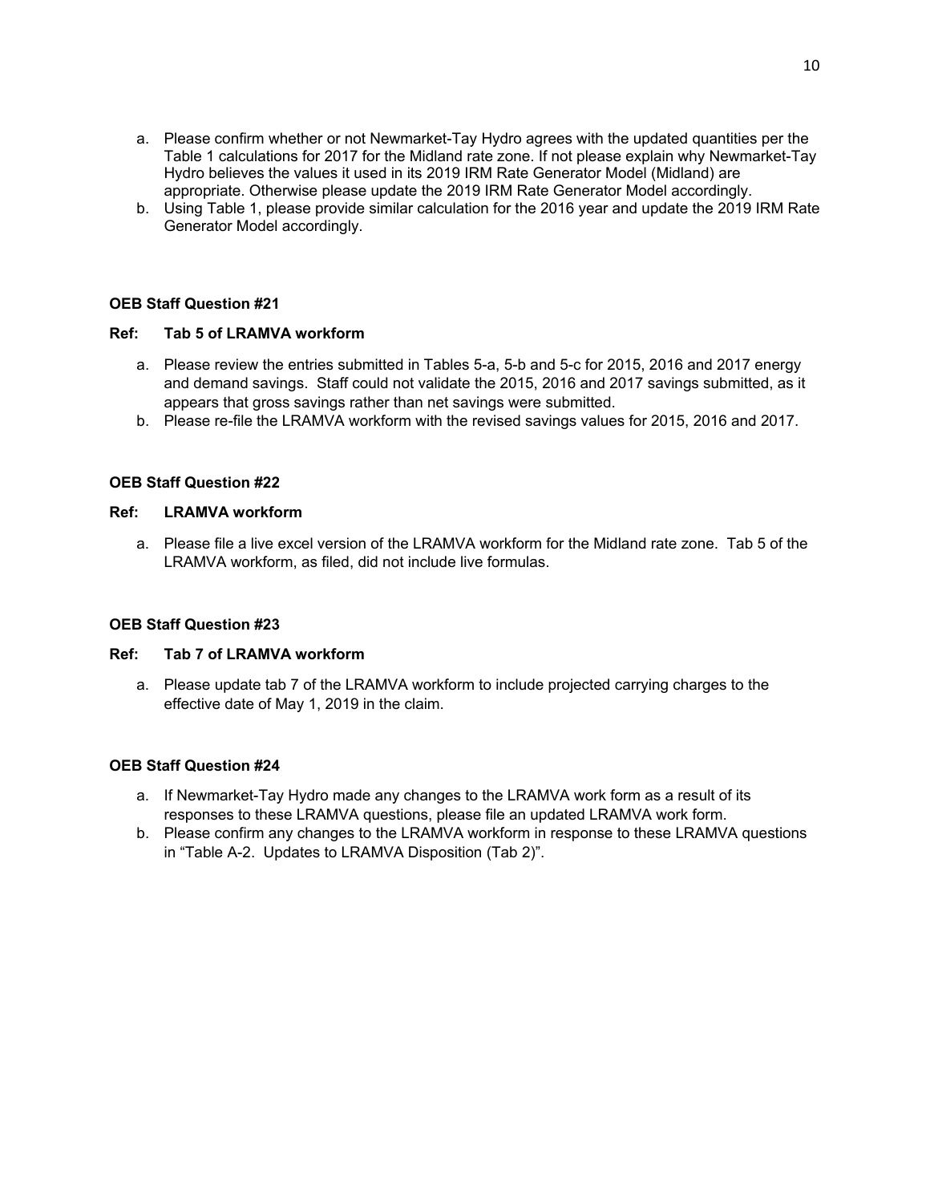a. Please confirm whether or not Newmarket-Tay Hydro agrees with the updated quantities per the Table 1 calculations for 2017 for the Midland rate zone. If not please explain why Newmarket-Tay Hydro believes the values it used in its 2019 IRM Rate Generator Model (Midland) are appropriate. Otherwise please update the 2019 IRM Rate Generator Model accordingly.
b. Using Table 1, please provide similar calculation for the 2016 year and update the 2019 IRM Rate Generator Model accordingly.

**OEB Staff Question #21**

**Ref: Tab 5 of LRAMVA workform**

a. Please review the entries submitted in Tables 5-a, 5-b and 5-c for 2015, 2016 and 2017 energy and demand savings. Staff could not validate the 2015, 2016 and 2017 savings submitted, as it appears that gross savings rather than net savings were submitted.
b. Please re-file the LRAMVA workform with the revised savings values for 2015, 2016 and 2017.

**OEB Staff Question #22**

**Ref: LRAMVA workform**

a. Please file a live excel version of the LRAMVA workform for the Midland rate zone. Tab 5 of the LRAMVA workform, as filed, did not include live formulas.

**OEB Staff Question #23**

**Ref: Tab 7 of LRAMVA workform**

a. Please update tab 7 of the LRAMVA workform to include projected carrying charges to the effective date of May 1, 2019 in the claim.

**OEB Staff Question #24**

a. If Newmarket-Tay Hydro made any changes to the LRAMVA work form as a result of its responses to these LRAMVA questions, please file an updated LRAMVA work form.
b. Please confirm any changes to the LRAMVA workform in response to these LRAMVA questions in "Table A-2. Updates to LRAMVA Disposition (Tab 2)".